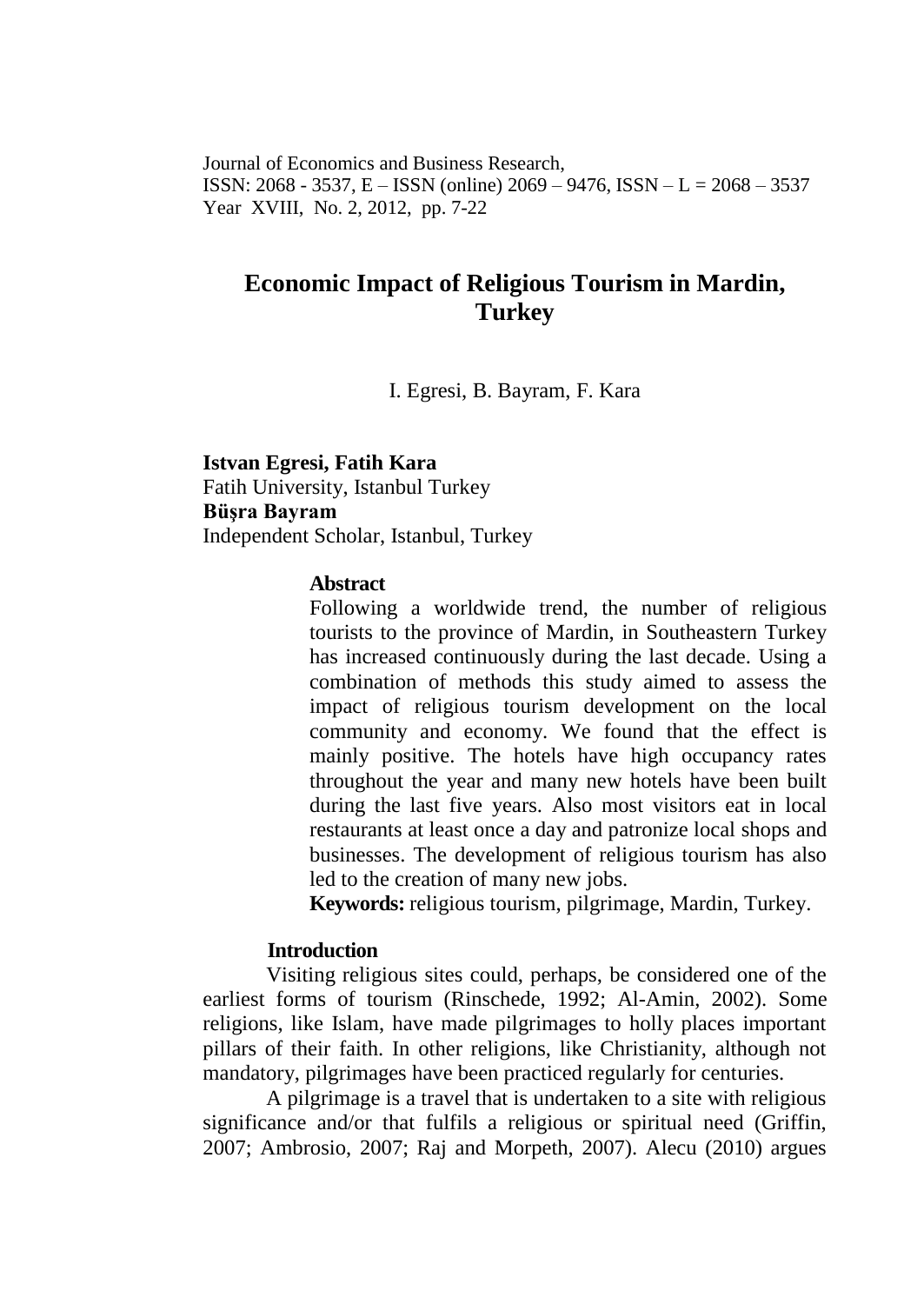Journal of Economics and Business Research,
ISSN: 2068 - 3537, E – ISSN (online) 2069 – 9476, ISSN – L = 2068 – 3537
Year XVIII, No. 2, 2012, pp. 7-22

# Economic Impact of Religious Tourism in Mardin, Turkey

I. Egresi, B. Bayram, F. Kara

**Istvan Egresi, Fatih Kara**
Fatih University, Istanbul Turkey
**Büşra Bayram**
Independent Scholar, Istanbul, Turkey

**Abstract**

Following a worldwide trend, the number of religious tourists to the province of Mardin, in Southeastern Turkey has increased continuously during the last decade. Using a combination of methods this study aimed to assess the impact of religious tourism development on the local community and economy. We found that the effect is mainly positive. The hotels have high occupancy rates throughout the year and many new hotels have been built during the last five years. Also most visitors eat in local restaurants at least once a day and patronize local shops and businesses. The development of religious tourism has also led to the creation of many new jobs.

**Keywords:** religious tourism, pilgrimage, Mardin, Turkey.

## Introduction

Visiting religious sites could, perhaps, be considered one of the earliest forms of tourism (Rinschede, 1992; Al-Amin, 2002). Some religions, like Islam, have made pilgrimages to holly places important pillars of their faith. In other religions, like Christianity, although not mandatory, pilgrimages have been practiced regularly for centuries.

A pilgrimage is a travel that is undertaken to a site with religious significance and/or that fulfils a religious or spiritual need (Griffin, 2007; Ambrosio, 2007; Raj and Morpeth, 2007). Alecu (2010) argues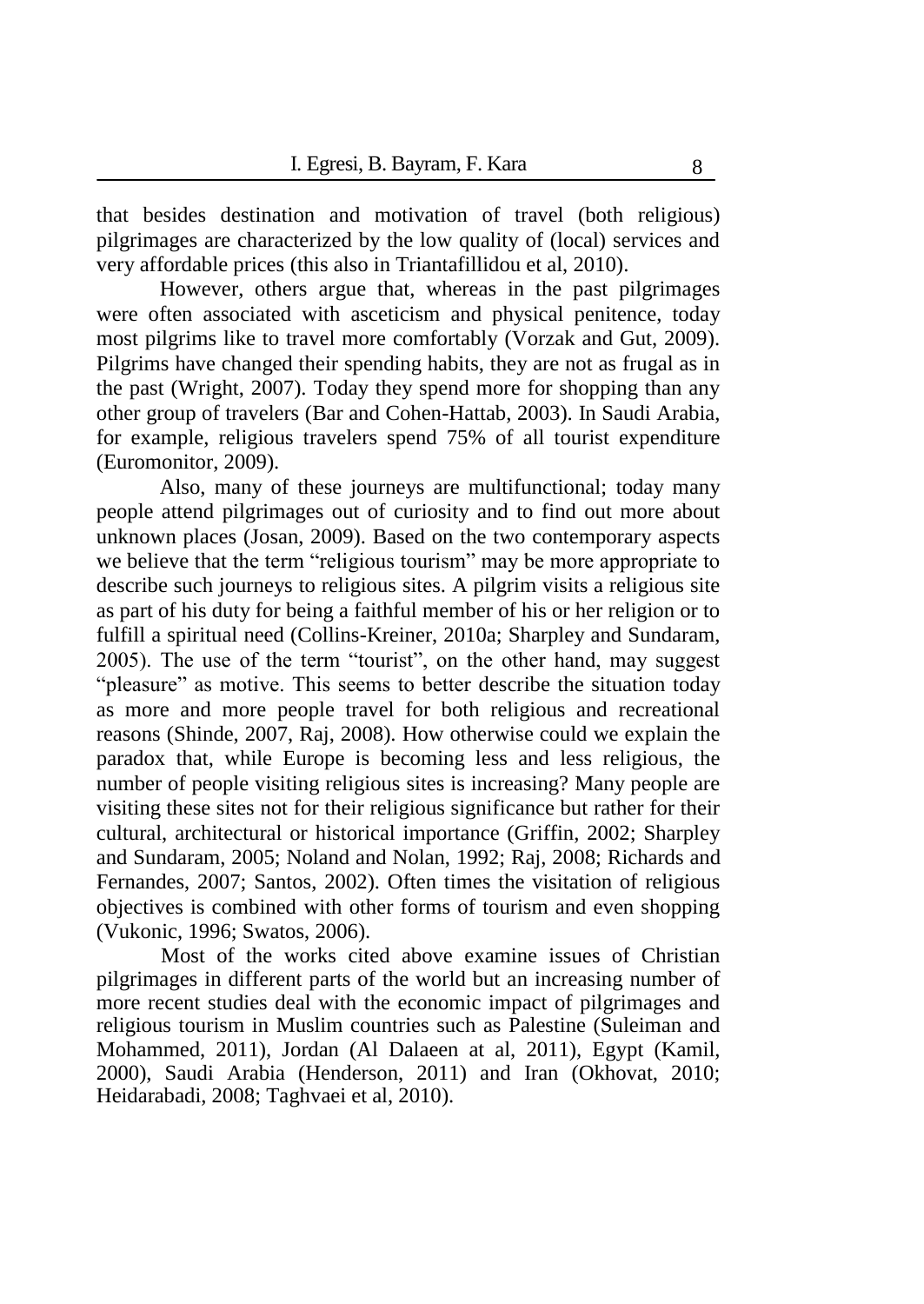that besides destination and motivation of travel (both religious) pilgrimages are characterized by the low quality of (local) services and very affordable prices (this also in Triantafillidou et al, 2010).

However, others argue that, whereas in the past pilgrimages were often associated with asceticism and physical penitence, today most pilgrims like to travel more comfortably (Vorzak and Gut, 2009). Pilgrims have changed their spending habits, they are not as frugal as in the past (Wright, 2007). Today they spend more for shopping than any other group of travelers (Bar and Cohen-Hattab, 2003). In Saudi Arabia, for example, religious travelers spend 75% of all tourist expenditure (Euromonitor, 2009).

Also, many of these journeys are multifunctional; today many people attend pilgrimages out of curiosity and to find out more about unknown places (Josan, 2009). Based on the two contemporary aspects we believe that the term "religious tourism" may be more appropriate to describe such journeys to religious sites. A pilgrim visits a religious site as part of his duty for being a faithful member of his or her religion or to fulfill a spiritual need (Collins-Kreiner, 2010a; Sharpley and Sundaram, 2005). The use of the term "tourist", on the other hand, may suggest "pleasure" as motive. This seems to better describe the situation today as more and more people travel for both religious and recreational reasons (Shinde, 2007, Raj, 2008). How otherwise could we explain the paradox that, while Europe is becoming less and less religious, the number of people visiting religious sites is increasing? Many people are visiting these sites not for their religious significance but rather for their cultural, architectural or historical importance (Griffin, 2002; Sharpley and Sundaram, 2005; Noland and Nolan, 1992; Raj, 2008; Richards and Fernandes, 2007; Santos, 2002). Often times the visitation of religious objectives is combined with other forms of tourism and even shopping (Vukonic, 1996; Swatos, 2006).

Most of the works cited above examine issues of Christian pilgrimages in different parts of the world but an increasing number of more recent studies deal with the economic impact of pilgrimages and religious tourism in Muslim countries such as Palestine (Suleiman and Mohammed, 2011), Jordan (Al Dalaeen at al, 2011), Egypt (Kamil, 2000), Saudi Arabia (Henderson, 2011) and Iran (Okhovat, 2010; Heidarabadi, 2008; Taghvaei et al, 2010).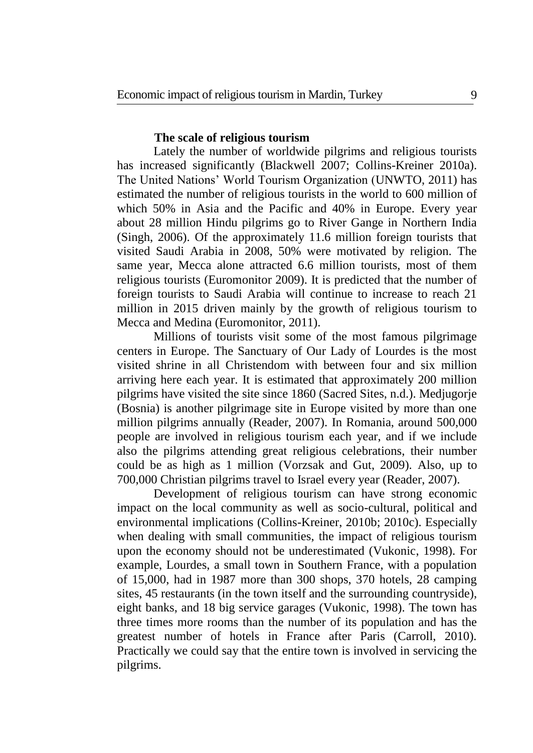### The scale of religious tourism

Lately the number of worldwide pilgrims and religious tourists has increased significantly (Blackwell 2007; Collins-Kreiner 2010a). The United Nations' World Tourism Organization (UNWTO, 2011) has estimated the number of religious tourists in the world to 600 million of which 50% in Asia and the Pacific and 40% in Europe. Every year about 28 million Hindu pilgrims go to River Gange in Northern India (Singh, 2006). Of the approximately 11.6 million foreign tourists that visited Saudi Arabia in 2008, 50% were motivated by religion. The same year, Mecca alone attracted 6.6 million tourists, most of them religious tourists (Euromonitor 2009). It is predicted that the number of foreign tourists to Saudi Arabia will continue to increase to reach 21 million in 2015 driven mainly by the growth of religious tourism to Mecca and Medina (Euromonitor, 2011).

Millions of tourists visit some of the most famous pilgrimage centers in Europe. The Sanctuary of Our Lady of Lourdes is the most visited shrine in all Christendom with between four and six million arriving here each year. It is estimated that approximately 200 million pilgrims have visited the site since 1860 (Sacred Sites, n.d.). Medjugorje (Bosnia) is another pilgrimage site in Europe visited by more than one million pilgrims annually (Reader, 2007). In Romania, around 500,000 people are involved in religious tourism each year, and if we include also the pilgrims attending great religious celebrations, their number could be as high as 1 million (Vorzsak and Gut, 2009). Also, up to 700,000 Christian pilgrims travel to Israel every year (Reader, 2007).

Development of religious tourism can have strong economic impact on the local community as well as socio-cultural, political and environmental implications (Collins-Kreiner, 2010b; 2010c). Especially when dealing with small communities, the impact of religious tourism upon the economy should not be underestimated (Vukonic, 1998). For example, Lourdes, a small town in Southern France, with a population of 15,000, had in 1987 more than 300 shops, 370 hotels, 28 camping sites, 45 restaurants (in the town itself and the surrounding countryside), eight banks, and 18 big service garages (Vukonic, 1998). The town has three times more rooms than the number of its population and has the greatest number of hotels in France after Paris (Carroll, 2010). Practically we could say that the entire town is involved in servicing the pilgrims.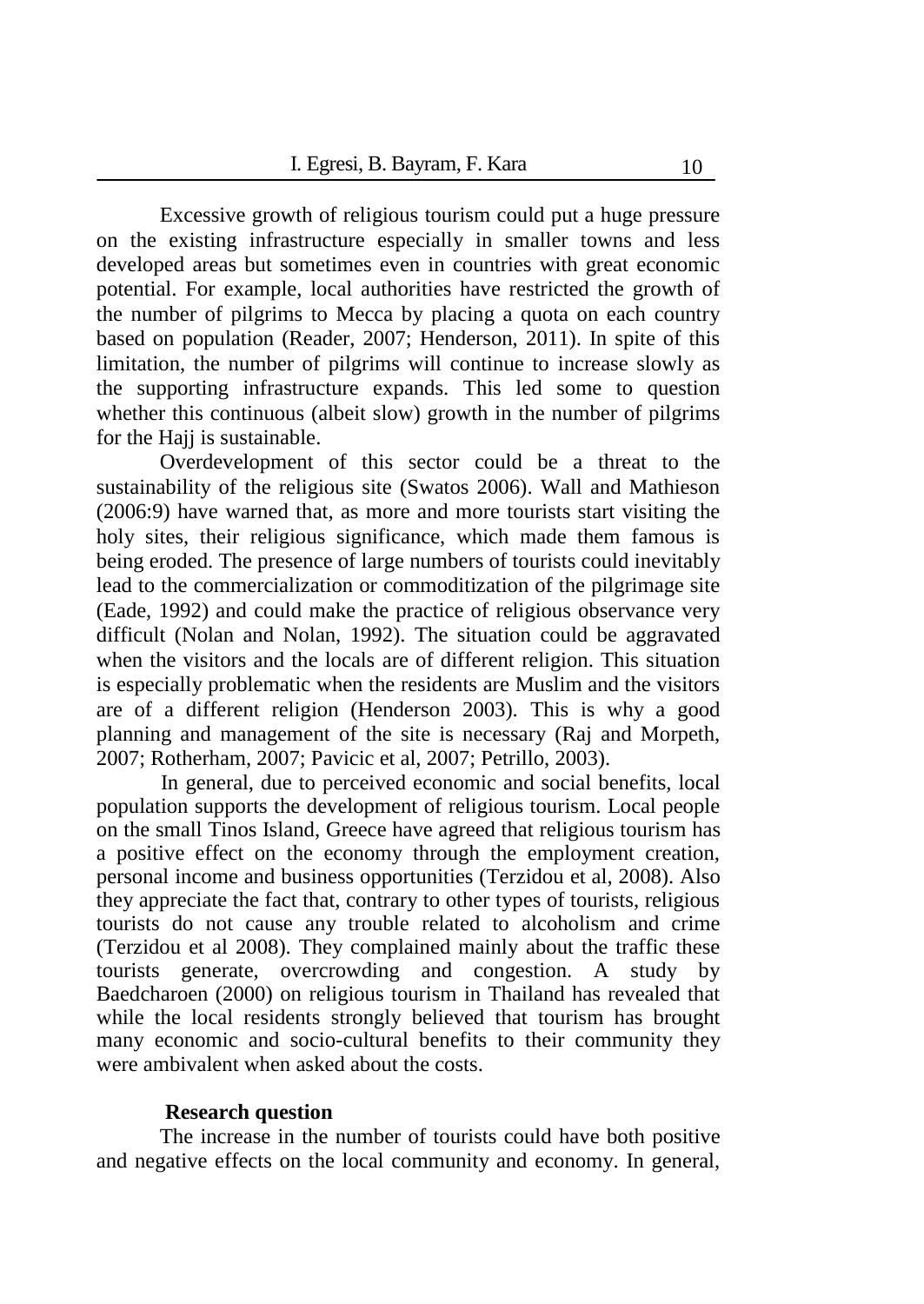Excessive growth of religious tourism could put a huge pressure on the existing infrastructure especially in smaller towns and less developed areas but sometimes even in countries with great economic potential. For example, local authorities have restricted the growth of the number of pilgrims to Mecca by placing a quota on each country based on population (Reader, 2007; Henderson, 2011). In spite of this limitation, the number of pilgrims will continue to increase slowly as the supporting infrastructure expands. This led some to question whether this continuous (albeit slow) growth in the number of pilgrims for the Hajj is sustainable.

Overdevelopment of this sector could be a threat to the sustainability of the religious site (Swatos 2006). Wall and Mathieson (2006:9) have warned that, as more and more tourists start visiting the holy sites, their religious significance, which made them famous is being eroded. The presence of large numbers of tourists could inevitably lead to the commercialization or commoditization of the pilgrimage site (Eade, 1992) and could make the practice of religious observance very difficult (Nolan and Nolan, 1992). The situation could be aggravated when the visitors and the locals are of different religion. This situation is especially problematic when the residents are Muslim and the visitors are of a different religion (Henderson 2003). This is why a good planning and management of the site is necessary (Raj and Morpeth, 2007; Rotherham, 2007; Pavicic et al, 2007; Petrillo, 2003).

In general, due to perceived economic and social benefits, local population supports the development of religious tourism. Local people on the small Tinos Island, Greece have agreed that religious tourism has a positive effect on the economy through the employment creation, personal income and business opportunities (Terzidou et al, 2008). Also they appreciate the fact that, contrary to other types of tourists, religious tourists do not cause any trouble related to alcoholism and crime (Terzidou et al 2008). They complained mainly about the traffic these tourists generate, overcrowding and congestion. A study by Baedcharoen (2000) on religious tourism in Thailand has revealed that while the local residents strongly believed that tourism has brought many economic and socio-cultural benefits to their community they were ambivalent when asked about the costs.

## Research question

The increase in the number of tourists could have both positive and negative effects on the local community and economy. In general,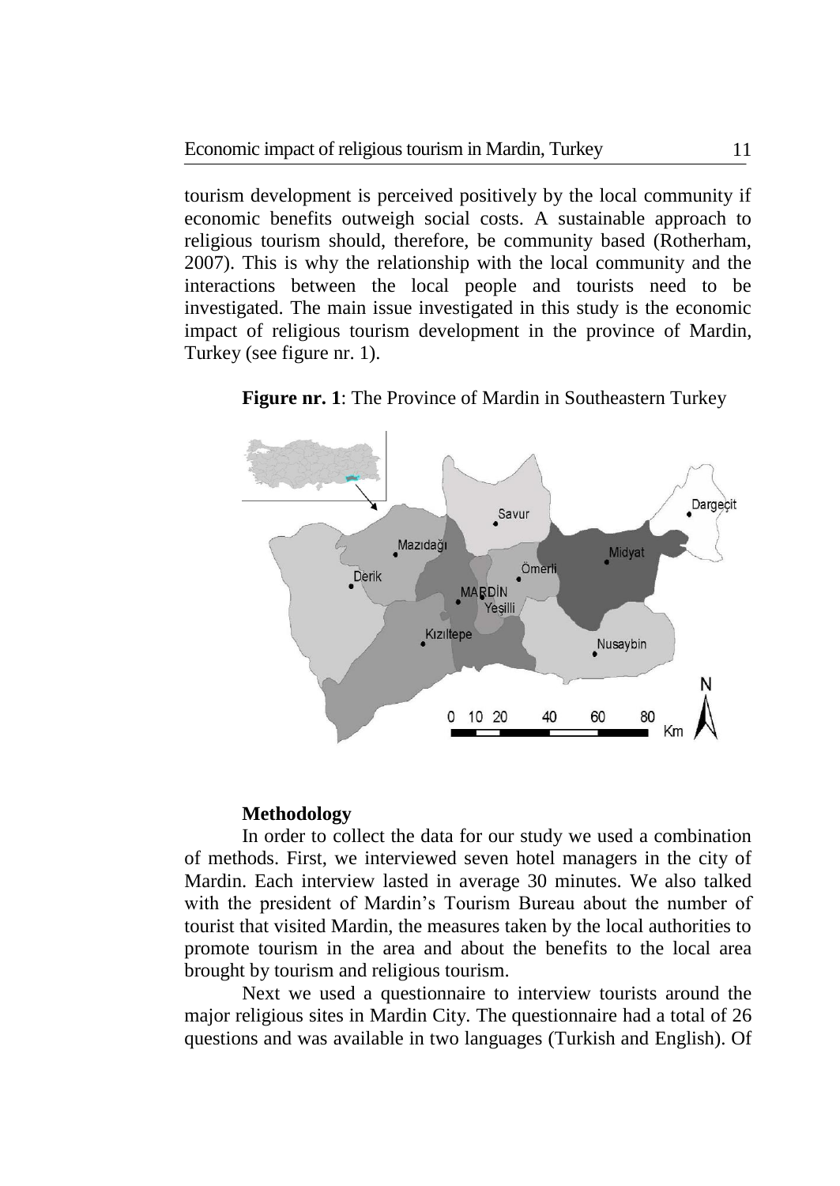tourism development is perceived positively by the local community if economic benefits outweigh social costs. A sustainable approach to religious tourism should, therefore, be community based (Rotherham, 2007). This is why the relationship with the local community and the interactions between the local people and tourists need to be investigated. The main issue investigated in this study is the economic impact of religious tourism development in the province of Mardin, Turkey (see figure nr. 1).

**Figure nr. 1**: The Province of Mardin in Southeastern Turkey

### Methodology

In order to collect the data for our study we used a combination of methods. First, we interviewed seven hotel managers in the city of Mardin. Each interview lasted in average 30 minutes. We also talked with the president of Mardin's Tourism Bureau about the number of tourist that visited Mardin, the measures taken by the local authorities to promote tourism in the area and about the benefits to the local area brought by tourism and religious tourism.

Next we used a questionnaire to interview tourists around the major religious sites in Mardin City. The questionnaire had a total of 26 questions and was available in two languages (Turkish and English). Of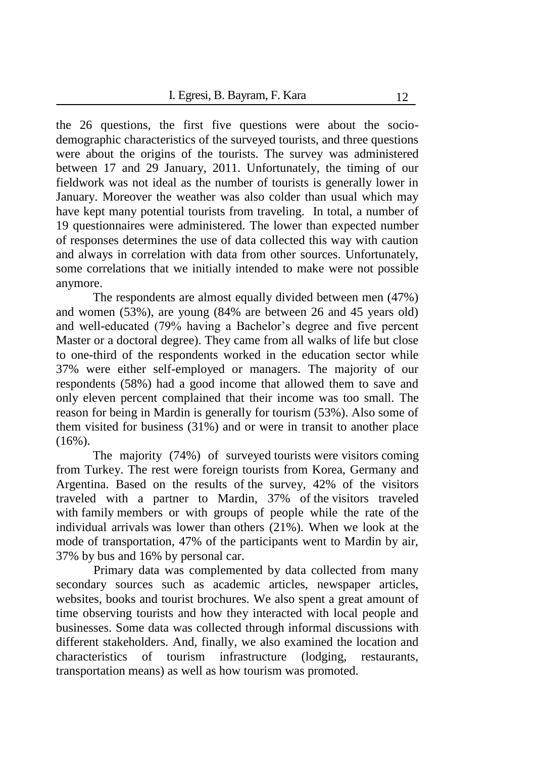the 26 questions, the first five questions were about the socio-demographic characteristics of the surveyed tourists, and three questions were about the origins of the tourists. The survey was administered between 17 and 29 January, 2011. Unfortunately, the timing of our fieldwork was not ideal as the number of tourists is generally lower in January. Moreover the weather was also colder than usual which may have kept many potential tourists from traveling. In total, a number of 19 questionnaires were administered. The lower than expected number of responses determines the use of data collected this way with caution and always in correlation with data from other sources. Unfortunately, some correlations that we initially intended to make were not possible anymore.

The respondents are almost equally divided between men (47%) and women (53%), are young (84% are between 26 and 45 years old) and well-educated (79% having a Bachelor's degree and five percent Master or a doctoral degree). They came from all walks of life but close to one-third of the respondents worked in the education sector while 37% were either self-employed or managers. The majority of our respondents (58%) had a good income that allowed them to save and only eleven percent complained that their income was too small. The reason for being in Mardin is generally for tourism (53%). Also some of them visited for business (31%) and or were in transit to another place (16%).

The majority (74%) of surveyed tourists were visitors coming from Turkey. The rest were foreign tourists from Korea, Germany and Argentina. Based on the results of the survey, 42% of the visitors traveled with a partner to Mardin, 37% of the visitors traveled with family members or with groups of people while the rate of the individual arrivals was lower than others (21%). When we look at the mode of transportation, 47% of the participants went to Mardin by air, 37% by bus and 16% by personal car.

Primary data was complemented by data collected from many secondary sources such as academic articles, newspaper articles, websites, books and tourist brochures. We also spent a great amount of time observing tourists and how they interacted with local people and businesses. Some data was collected through informal discussions with different stakeholders. And, finally, we also examined the location and characteristics of tourism infrastructure (lodging, restaurants, transportation means) as well as how tourism was promoted.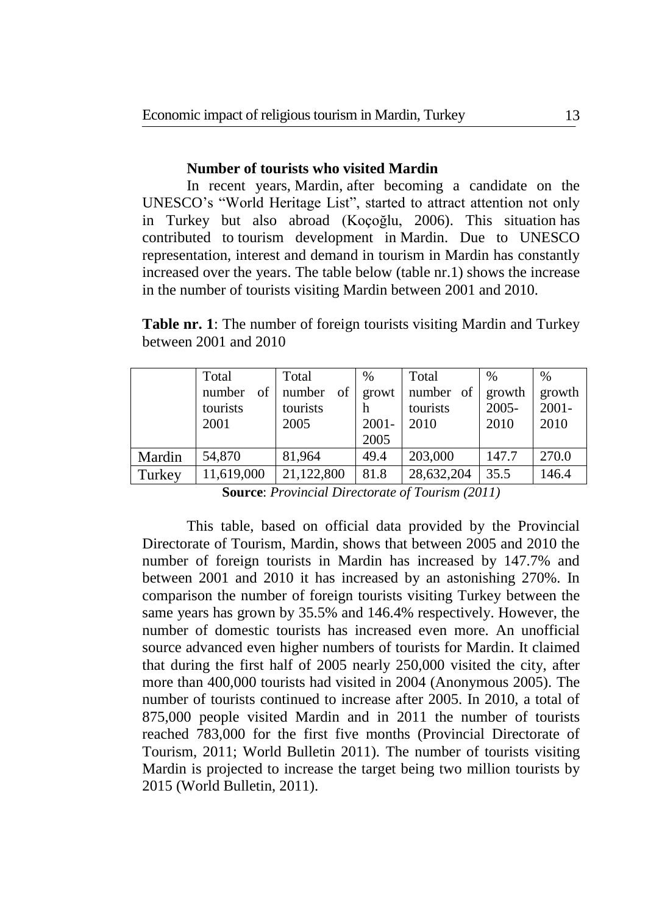### Number of tourists who visited Mardin

In recent years, Mardin, after becoming a candidate on the UNESCO's "World Heritage List", started to attract attention not only in Turkey but also abroad (Koçoğlu, 2006). This situation has contributed to tourism development in Mardin. Due to UNESCO representation, interest and demand in tourism in Mardin has constantly increased over the years. The table below (table nr.1) shows the increase in the number of tourists visiting Mardin between 2001 and 2010.

**Table nr. 1**: The number of foreign tourists visiting Mardin and Turkey between 2001 and 2010

| | Total number of tourists 2001 | Total number of tourists 2005 | % growth 2001-2005 | Total number of tourists 2010 | % growth 2005-2010 | % growth 2001-2010 |
|---|---|---|---|---|---|---|
| Mardin | 54,870 | 81,964 | 49.4 | 203,000 | 147.7 | 270.0 |
| Turkey | 11,619,000 | 21,122,800 | 81.8 | 28,632,204 | 35.5 | 146.4 |

**Source**: *Provincial Directorate of Tourism (2011)*

This table, based on official data provided by the Provincial Directorate of Tourism, Mardin, shows that between 2005 and 2010 the number of foreign tourists in Mardin has increased by 147.7% and between 2001 and 2010 it has increased by an astonishing 270%. In comparison the number of foreign tourists visiting Turkey between the same years has grown by 35.5% and 146.4% respectively. However, the number of domestic tourists has increased even more. An unofficial source advanced even higher numbers of tourists for Mardin. It claimed that during the first half of 2005 nearly 250,000 visited the city, after more than 400,000 tourists had visited in 2004 (Anonymous 2005). The number of tourists continued to increase after 2005. In 2010, a total of 875,000 people visited Mardin and in 2011 the number of tourists reached 783,000 for the first five months (Provincial Directorate of Tourism, 2011; World Bulletin 2011). The number of tourists visiting Mardin is projected to increase the target being two million tourists by 2015 (World Bulletin, 2011).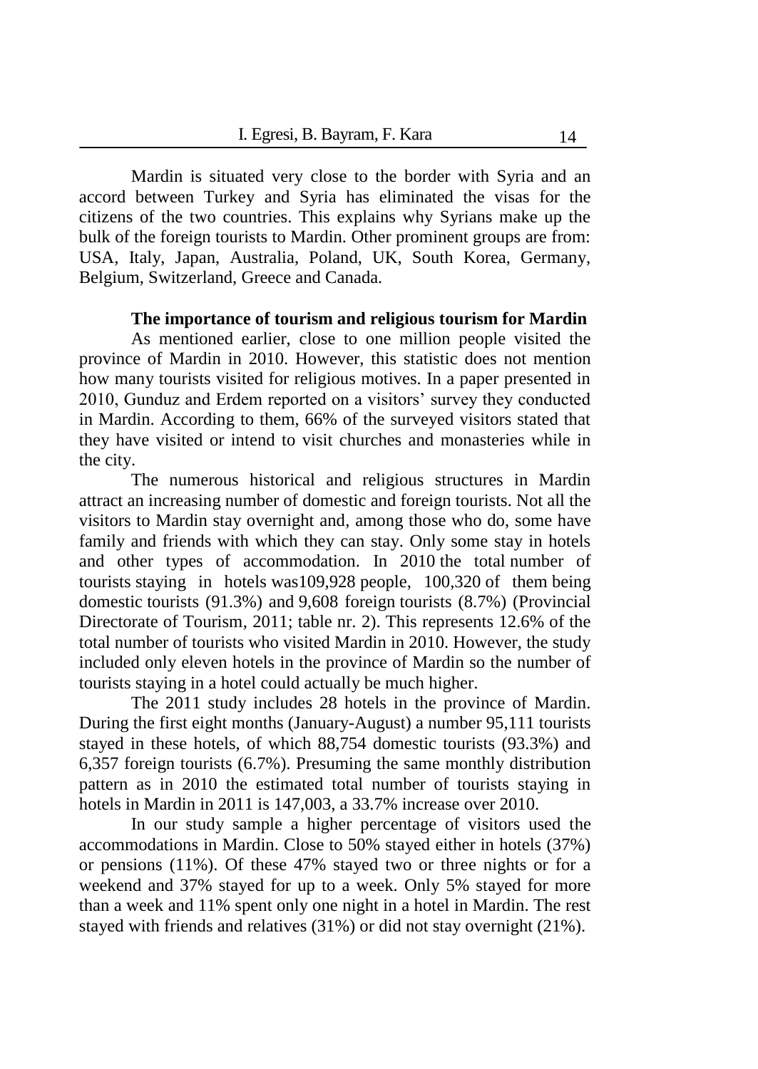Mardin is situated very close to the border with Syria and an accord between Turkey and Syria has eliminated the visas for the citizens of the two countries. This explains why Syrians make up the bulk of the foreign tourists to Mardin. Other prominent groups are from: USA, Italy, Japan, Australia, Poland, UK, South Korea, Germany, Belgium, Switzerland, Greece and Canada.

**The importance of tourism and religious tourism for Mardin**

As mentioned earlier, close to one million people visited the province of Mardin in 2010. However, this statistic does not mention how many tourists visited for religious motives. In a paper presented in 2010, Gunduz and Erdem reported on a visitors' survey they conducted in Mardin. According to them, 66% of the surveyed visitors stated that they have visited or intend to visit churches and monasteries while in the city.

The numerous historical and religious structures in Mardin attract an increasing number of domestic and foreign tourists. Not all the visitors to Mardin stay overnight and, among those who do, some have family and friends with which they can stay. Only some stay in hotels and other types of accommodation. In 2010 the total number of tourists staying in hotels was109,928 people, 100,320 of them being domestic tourists (91.3%) and 9,608 foreign tourists (8.7%) (Provincial Directorate of Tourism, 2011; table nr. 2). This represents 12.6% of the total number of tourists who visited Mardin in 2010. However, the study included only eleven hotels in the province of Mardin so the number of tourists staying in a hotel could actually be much higher.

The 2011 study includes 28 hotels in the province of Mardin. During the first eight months (January-August) a number 95,111 tourists stayed in these hotels, of which 88,754 domestic tourists (93.3%) and 6,357 foreign tourists (6.7%). Presuming the same monthly distribution pattern as in 2010 the estimated total number of tourists staying in hotels in Mardin in 2011 is 147,003, a 33.7% increase over 2010.

In our study sample a higher percentage of visitors used the accommodations in Mardin. Close to 50% stayed either in hotels (37%) or pensions (11%). Of these 47% stayed two or three nights or for a weekend and 37% stayed for up to a week. Only 5% stayed for more than a week and 11% spent only one night in a hotel in Mardin. The rest stayed with friends and relatives (31%) or did not stay overnight (21%).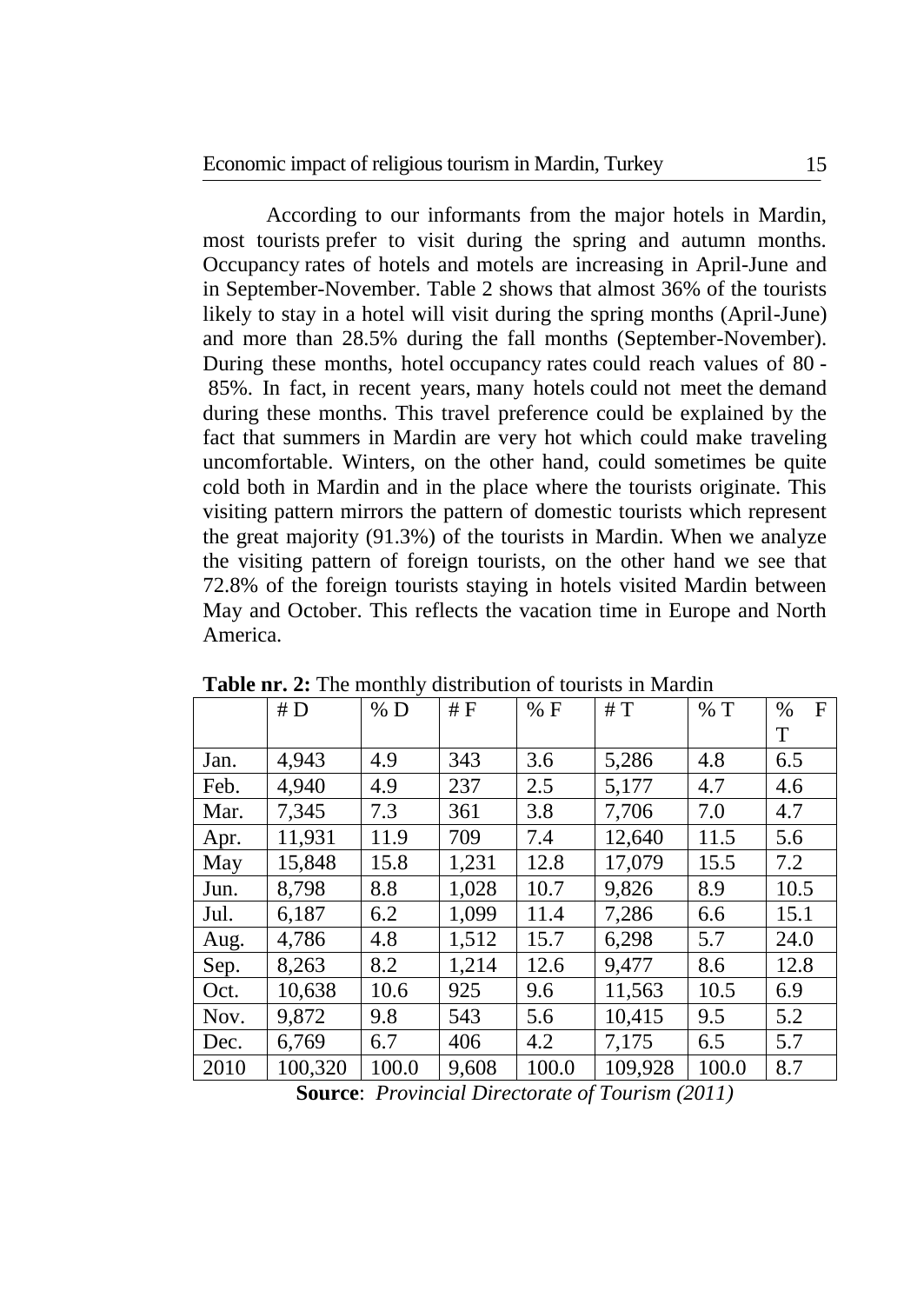According to our informants from the major hotels in Mardin, most tourists prefer to visit during the spring and autumn months. Occupancy rates of hotels and motels are increasing in April-June and in September-November. Table 2 shows that almost 36% of the tourists likely to stay in a hotel will visit during the spring months (April-June) and more than 28.5% during the fall months (September-November). During these months, hotel occupancy rates could reach values of 80 - 85%. In fact, in recent years, many hotels could not meet the demand during these months. This travel preference could be explained by the fact that summers in Mardin are very hot which could make traveling uncomfortable. Winters, on the other hand, could sometimes be quite cold both in Mardin and in the place where the tourists originate. This visiting pattern mirrors the pattern of domestic tourists which represent the great majority (91.3%) of the tourists in Mardin. When we analyze the visiting pattern of foreign tourists, on the other hand we see that 72.8% of the foreign tourists staying in hotels visited Mardin between May and October. This reflects the vacation time in Europe and North America.

**Table nr. 2:** The monthly distribution of tourists in Mardin

| | # D | % D | # F | % F | # T | % T | % F T |
|---|---|---|---|---|---|---|---|
| Jan. | 4,943 | 4.9 | 343 | 3.6 | 5,286 | 4.8 | 6.5 |
| Feb. | 4,940 | 4.9 | 237 | 2.5 | 5,177 | 4.7 | 4.6 |
| Mar. | 7,345 | 7.3 | 361 | 3.8 | 7,706 | 7.0 | 4.7 |
| Apr. | 11,931 | 11.9 | 709 | 7.4 | 12,640 | 11.5 | 5.6 |
| May | 15,848 | 15.8 | 1,231 | 12.8 | 17,079 | 15.5 | 7.2 |
| Jun. | 8,798 | 8.8 | 1,028 | 10.7 | 9,826 | 8.9 | 10.5 |
| Jul. | 6,187 | 6.2 | 1,099 | 11.4 | 7,286 | 6.6 | 15.1 |
| Aug. | 4,786 | 4.8 | 1,512 | 15.7 | 6,298 | 5.7 | 24.0 |
| Sep. | 8,263 | 8.2 | 1,214 | 12.6 | 9,477 | 8.6 | 12.8 |
| Oct. | 10,638 | 10.6 | 925 | 9.6 | 11,563 | 10.5 | 6.9 |
| Nov. | 9,872 | 9.8 | 543 | 5.6 | 10,415 | 9.5 | 5.2 |
| Dec. | 6,769 | 6.7 | 406 | 4.2 | 7,175 | 6.5 | 5.7 |
| 2010 | 100,320 | 100.0 | 9,608 | 100.0 | 109,928 | 100.0 | 8.7 |

**Source**: *Provincial Directorate of Tourism (2011)*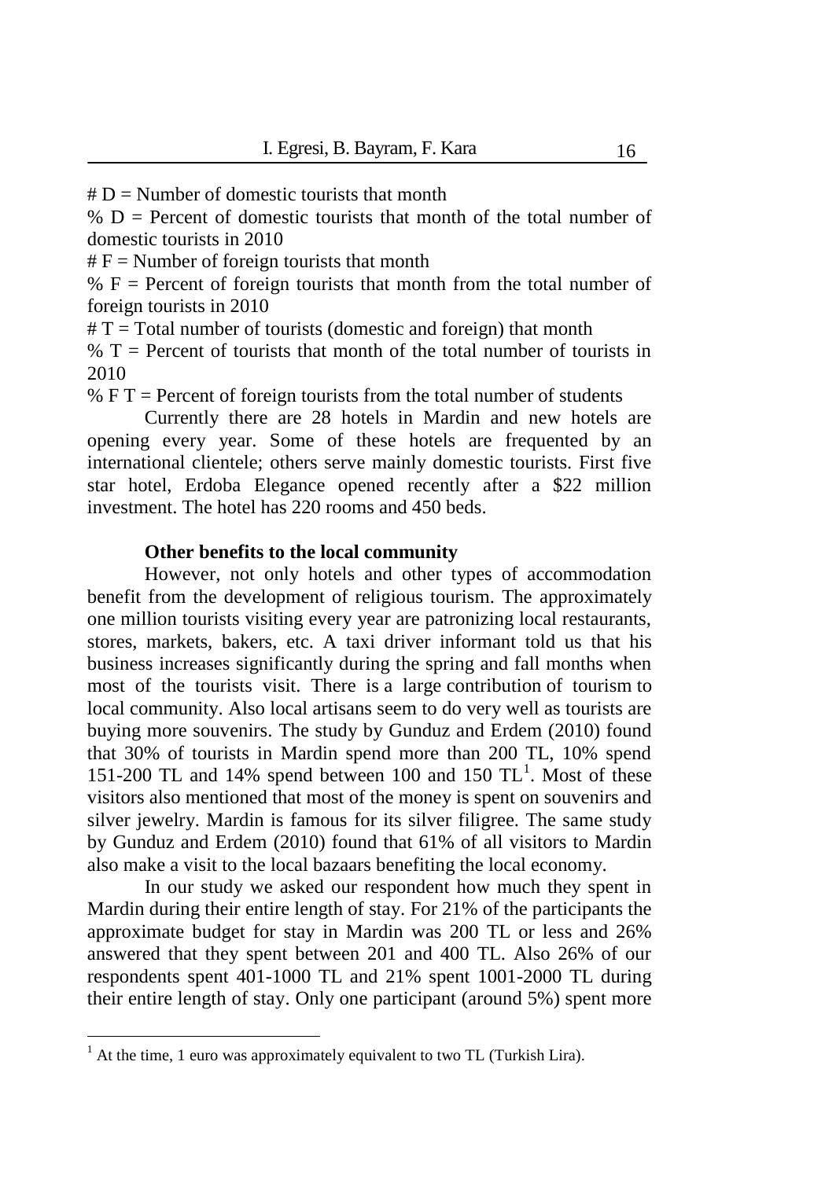# D = Number of domestic tourists that month

% D = Percent of domestic tourists that month of the total number of domestic tourists in 2010

# F = Number of foreign tourists that month

% F = Percent of foreign tourists that month from the total number of foreign tourists in 2010

# T = Total number of tourists (domestic and foreign) that month

% T = Percent of tourists that month of the total number of tourists in 2010

% F T = Percent of foreign tourists from the total number of students

Currently there are 28 hotels in Mardin and new hotels are opening every year. Some of these hotels are frequented by an international clientele; others serve mainly domestic tourists. First five star hotel, Erdoba Elegance opened recently after a $22 million investment. The hotel has 220 rooms and 450 beds.

### Other benefits to the local community

However, not only hotels and other types of accommodation benefit from the development of religious tourism. The approximately one million tourists visiting every year are patronizing local restaurants, stores, markets, bakers, etc. A taxi driver informant told us that his business increases significantly during the spring and fall months when most of the tourists visit. There is a large contribution of tourism to local community. Also local artisans seem to do very well as tourists are buying more souvenirs. The study by Gunduz and Erdem (2010) found that 30% of tourists in Mardin spend more than 200 TL, 10% spend 151-200 TL and 14% spend between 100 and 150 TL[1]. Most of these visitors also mentioned that most of the money is spent on souvenirs and silver jewelry. Mardin is famous for its silver filigree. The same study by Gunduz and Erdem (2010) found that 61% of all visitors to Mardin also make a visit to the local bazaars benefiting the local economy.

In our study we asked our respondent how much they spent in Mardin during their entire length of stay. For 21% of the participants the approximate budget for stay in Mardin was 200 TL or less and 26% answered that they spent between 201 and 400 TL. Also 26% of our respondents spent 401-1000 TL and 21% spent 1001-2000 TL during their entire length of stay. Only one participant (around 5%) spent more

[1] At the time, 1 euro was approximately equivalent to two TL (Turkish Lira).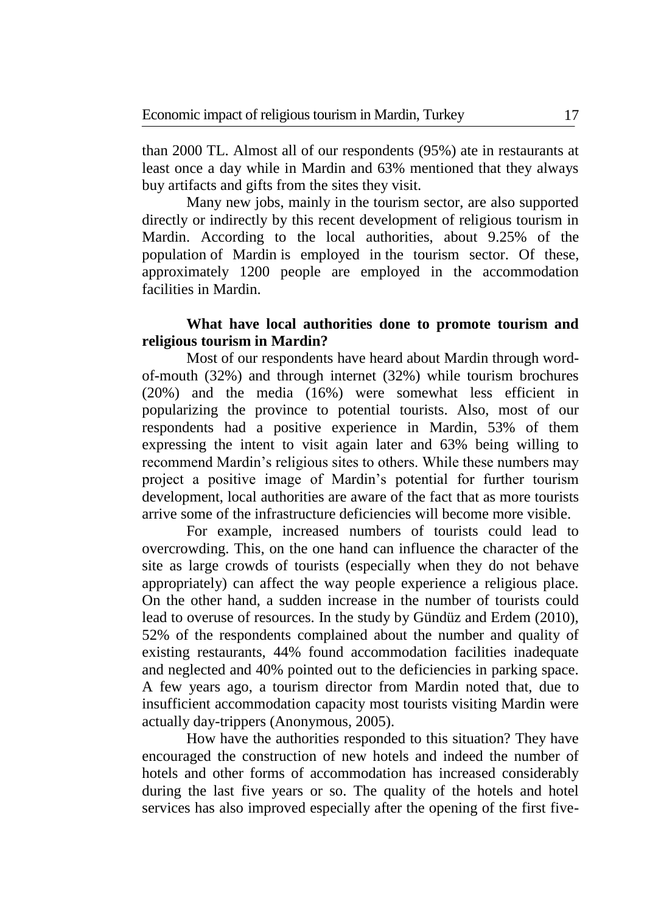than 2000 TL. Almost all of our respondents (95%) ate in restaurants at least once a day while in Mardin and 63% mentioned that they always buy artifacts and gifts from the sites they visit.

Many new jobs, mainly in the tourism sector, are also supported directly or indirectly by this recent development of religious tourism in Mardin. According to the local authorities, about 9.25% of the population of Mardin is employed in the tourism sector. Of these, approximately 1200 people are employed in the accommodation facilities in Mardin.

**What have local authorities done to promote tourism and religious tourism in Mardin?**

Most of our respondents have heard about Mardin through word-of-mouth (32%) and through internet (32%) while tourism brochures (20%) and the media (16%) were somewhat less efficient in popularizing the province to potential tourists. Also, most of our respondents had a positive experience in Mardin, 53% of them expressing the intent to visit again later and 63% being willing to recommend Mardin's religious sites to others. While these numbers may project a positive image of Mardin's potential for further tourism development, local authorities are aware of the fact that as more tourists arrive some of the infrastructure deficiencies will become more visible.

For example, increased numbers of tourists could lead to overcrowding. This, on the one hand can influence the character of the site as large crowds of tourists (especially when they do not behave appropriately) can affect the way people experience a religious place. On the other hand, a sudden increase in the number of tourists could lead to overuse of resources. In the study by Gündüz and Erdem (2010), 52% of the respondents complained about the number and quality of existing restaurants, 44% found accommodation facilities inadequate and neglected and 40% pointed out to the deficiencies in parking space. A few years ago, a tourism director from Mardin noted that, due to insufficient accommodation capacity most tourists visiting Mardin were actually day-trippers (Anonymous, 2005).

How have the authorities responded to this situation? They have encouraged the construction of new hotels and indeed the number of hotels and other forms of accommodation has increased considerably during the last five years or so. The quality of the hotels and hotel services has also improved especially after the opening of the first five-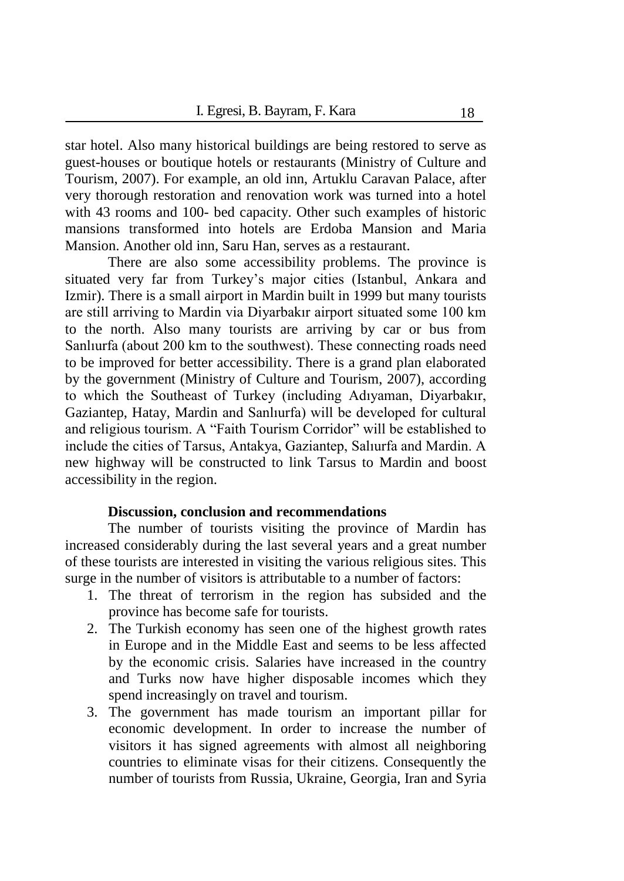star hotel. Also many historical buildings are being restored to serve as guest-houses or boutique hotels or restaurants (Ministry of Culture and Tourism, 2007). For example, an old inn, Artuklu Caravan Palace, after very thorough restoration and renovation work was turned into a hotel with 43 rooms and 100- bed capacity. Other such examples of historic mansions transformed into hotels are Erdoba Mansion and Maria Mansion. Another old inn, Saru Han, serves as a restaurant.

There are also some accessibility problems. The province is situated very far from Turkey's major cities (Istanbul, Ankara and Izmir). There is a small airport in Mardin built in 1999 but many tourists are still arriving to Mardin via Diyarbakır airport situated some 100 km to the north. Also many tourists are arriving by car or bus from Sanlıurfa (about 200 km to the southwest). These connecting roads need to be improved for better accessibility. There is a grand plan elaborated by the government (Ministry of Culture and Tourism, 2007), according to which the Southeast of Turkey (including Adıyaman, Diyarbakır, Gaziantep, Hatay, Mardin and Sanlıurfa) will be developed for cultural and religious tourism. A "Faith Tourism Corridor" will be established to include the cities of Tarsus, Antakya, Gaziantep, Salıurfa and Mardin. A new highway will be constructed to link Tarsus to Mardin and boost accessibility in the region.

## Discussion, conclusion and recommendations

The number of tourists visiting the province of Mardin has increased considerably during the last several years and a great number of these tourists are interested in visiting the various religious sites. This surge in the number of visitors is attributable to a number of factors:

1. The threat of terrorism in the region has subsided and the province has become safe for tourists.
2. The Turkish economy has seen one of the highest growth rates in Europe and in the Middle East and seems to be less affected by the economic crisis. Salaries have increased in the country and Turks now have higher disposable incomes which they spend increasingly on travel and tourism.
3. The government has made tourism an important pillar for economic development. In order to increase the number of visitors it has signed agreements with almost all neighboring countries to eliminate visas for their citizens. Consequently the number of tourists from Russia, Ukraine, Georgia, Iran and Syria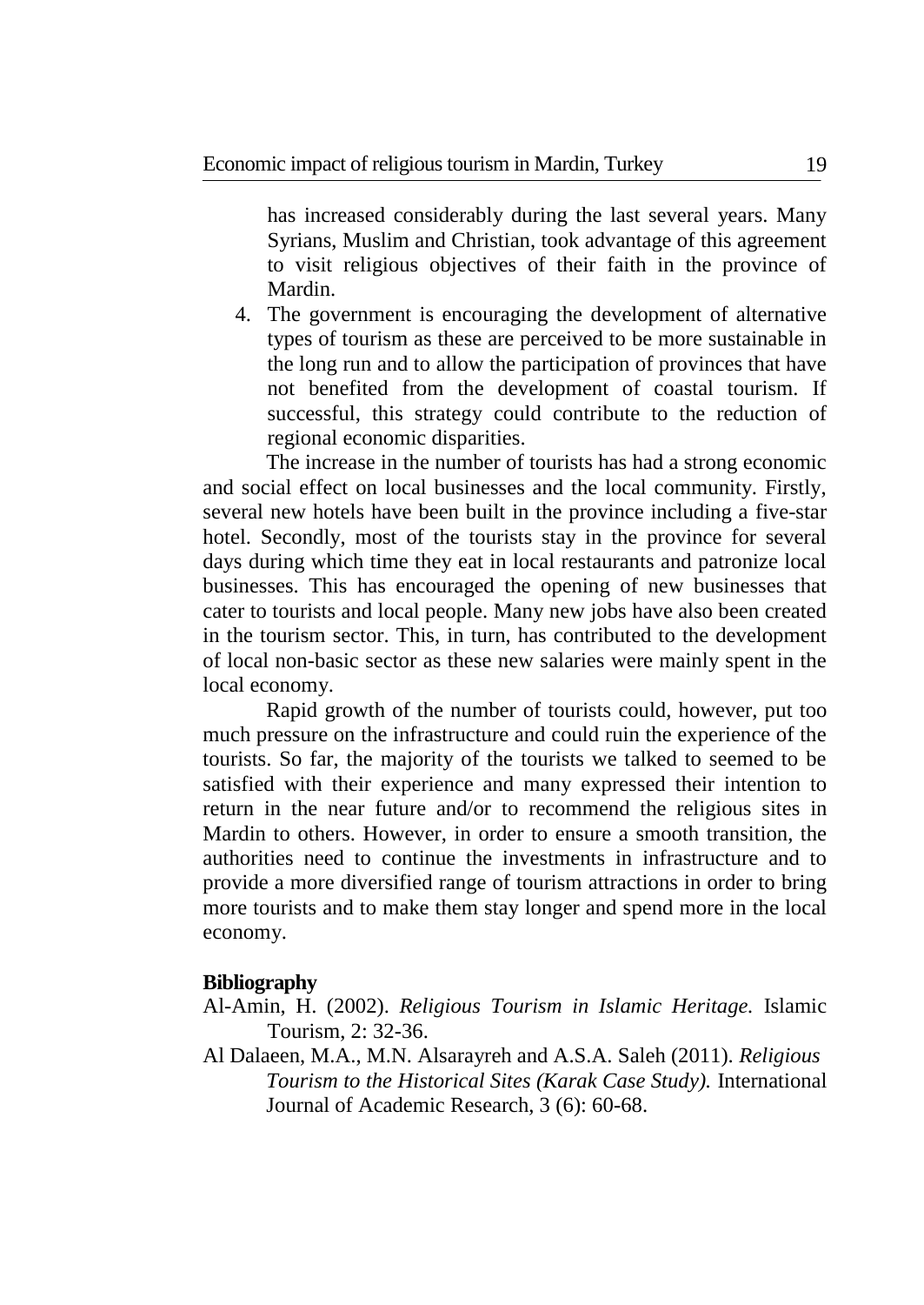has increased considerably during the last several years. Many Syrians, Muslim and Christian, took advantage of this agreement to visit religious objectives of their faith in the province of Mardin.

4. The government is encouraging the development of alternative types of tourism as these are perceived to be more sustainable in the long run and to allow the participation of provinces that have not benefited from the development of coastal tourism. If successful, this strategy could contribute to the reduction of regional economic disparities.

The increase in the number of tourists has had a strong economic and social effect on local businesses and the local community. Firstly, several new hotels have been built in the province including a five-star hotel. Secondly, most of the tourists stay in the province for several days during which time they eat in local restaurants and patronize local businesses. This has encouraged the opening of new businesses that cater to tourists and local people. Many new jobs have also been created in the tourism sector. This, in turn, has contributed to the development of local non-basic sector as these new salaries were mainly spent in the local economy.

Rapid growth of the number of tourists could, however, put too much pressure on the infrastructure and could ruin the experience of the tourists. So far, the majority of the tourists we talked to seemed to be satisfied with their experience and many expressed their intention to return in the near future and/or to recommend the religious sites in Mardin to others. However, in order to ensure a smooth transition, the authorities need to continue the investments in infrastructure and to provide a more diversified range of tourism attractions in order to bring more tourists and to make them stay longer and spend more in the local economy.

**Bibliography**

Al-Amin, H. (2002). *Religious Tourism in Islamic Heritage.* Islamic Tourism, 2: 32-36.

Al Dalaeen, M.A., M.N. Alsarayreh and A.S.A. Saleh (2011). *Religious Tourism to the Historical Sites (Karak Case Study).* International Journal of Academic Research, 3 (6): 60-68.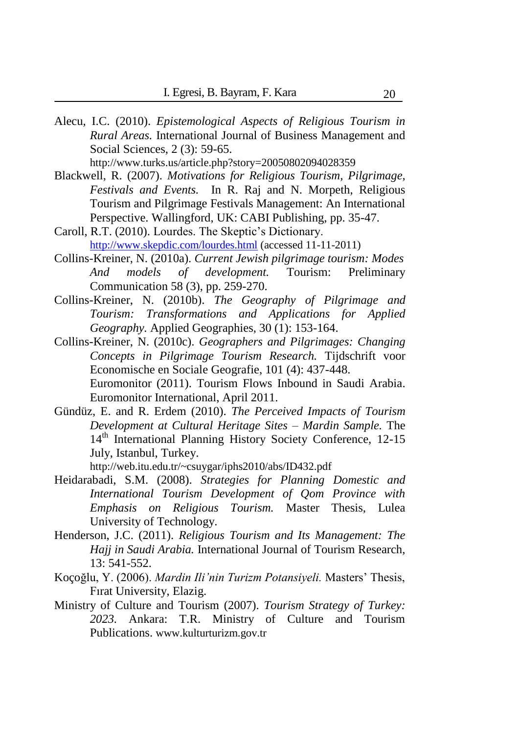Alecu, I.C. (2010). *Epistemological Aspects of Religious Tourism in Rural Areas.* International Journal of Business Management and Social Sciences, 2 (3): 59-65. http://www.turks.us/article.php?story=20050802094028359

Blackwell, R. (2007). *Motivations for Religious Tourism, Pilgrimage, Festivals and Events.* In R. Raj and N. Morpeth, Religious Tourism and Pilgrimage Festivals Management: An International Perspective. Wallingford, UK: CABI Publishing, pp. 35-47.

Caroll, R.T. (2010). Lourdes. The Skeptic's Dictionary. http://www.skepdic.com/lourdes.html (accessed 11-11-2011)

Collins-Kreiner, N. (2010a). *Current Jewish pilgrimage tourism: Modes And models of development.* Tourism: Preliminary Communication 58 (3), pp. 259-270.

Collins-Kreiner, N. (2010b). *The Geography of Pilgrimage and Tourism: Transformations and Applications for Applied Geography.* Applied Geographies, 30 (1): 153-164.

Collins-Kreiner, N. (2010c). *Geographers and Pilgrimages: Changing Concepts in Pilgrimage Tourism Research.* Tijdschrift voor Economische en Sociale Geografie, 101 (4): 437-448. Euromonitor (2011). Tourism Flows Inbound in Saudi Arabia. Euromonitor International, April 2011.

Gündüz, E. and R. Erdem (2010). *The Perceived Impacts of Tourism Development at Cultural Heritage Sites – Mardin Sample.* The 14th International Planning History Society Conference, 12-15 July, Istanbul, Turkey. http://web.itu.edu.tr/~csuygar/iphs2010/abs/ID432.pdf

Heidarabadi, S.M. (2008). *Strategies for Planning Domestic and International Tourism Development of Qom Province with Emphasis on Religious Tourism.* Master Thesis, Lulea University of Technology.

Henderson, J.C. (2011). *Religious Tourism and Its Management: The Hajj in Saudi Arabia.* International Journal of Tourism Research, 13: 541-552.

Koçoğlu, Y. (2006). *Mardin Ili'nin Turizm Potansiyeli.* Masters' Thesis, Fırat University, Elazig.

Ministry of Culture and Tourism (2007). *Tourism Strategy of Turkey: 2023.* Ankara: T.R. Ministry of Culture and Tourism Publications. www.kulturturizm.gov.tr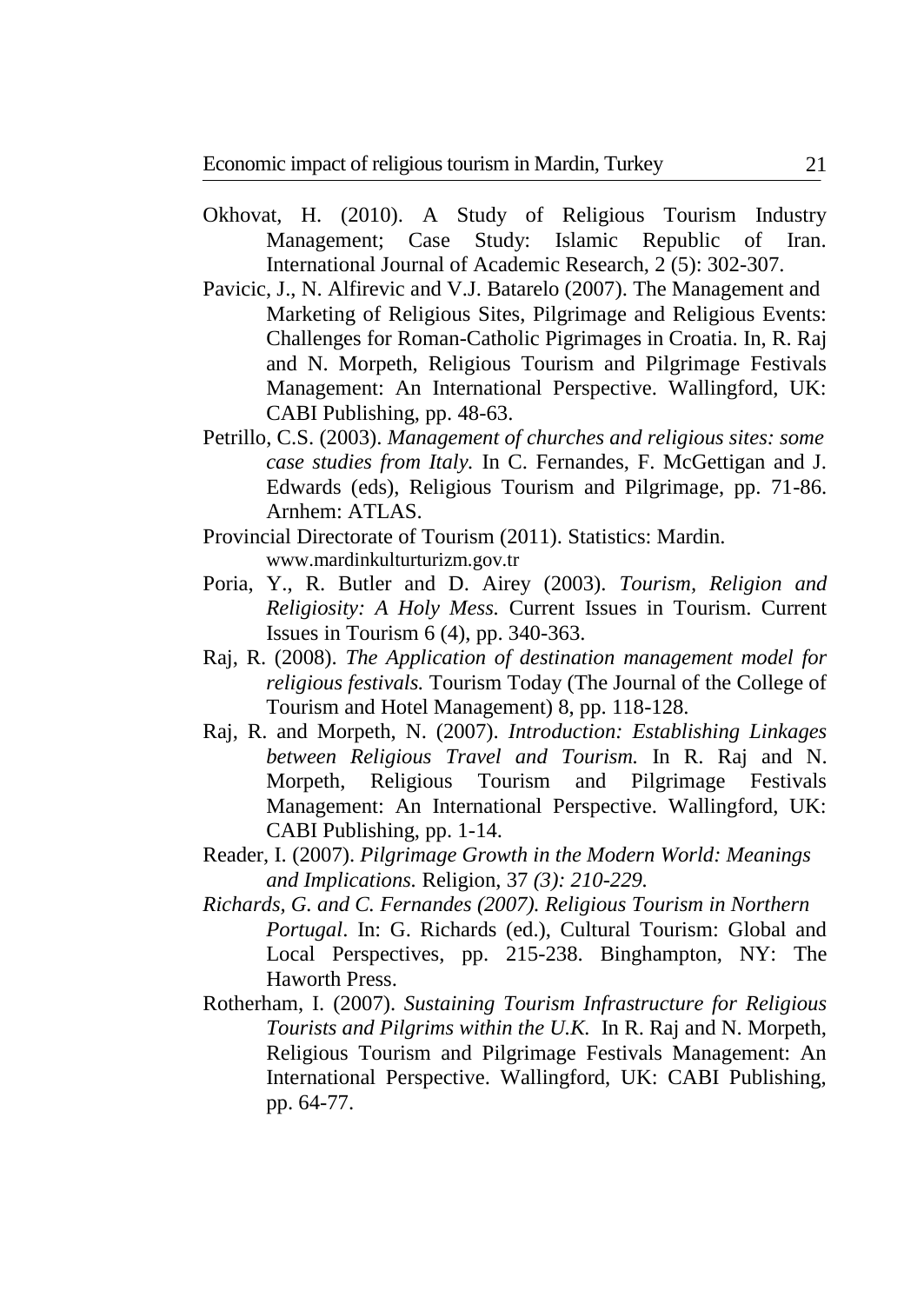Okhovat, H. (2010). A Study of Religious Tourism Industry Management; Case Study: Islamic Republic of Iran. International Journal of Academic Research, 2 (5): 302-307.

Pavicic, J., N. Alfirevic and V.J. Batarelo (2007). The Management and Marketing of Religious Sites, Pilgrimage and Religious Events: Challenges for Roman-Catholic Pigrimages in Croatia. In, R. Raj and N. Morpeth, Religious Tourism and Pilgrimage Festivals Management: An International Perspective. Wallingford, UK: CABI Publishing, pp. 48-63.

Petrillo, C.S. (2003). *Management of churches and religious sites: some case studies from Italy.* In C. Fernandes, F. McGettigan and J. Edwards (eds), Religious Tourism and Pilgrimage, pp. 71-86. Arnhem: ATLAS.

Provincial Directorate of Tourism (2011). Statistics: Mardin. www.mardinkulturturizm.gov.tr

Poria, Y., R. Butler and D. Airey (2003). *Tourism, Religion and Religiosity: A Holy Mess.* Current Issues in Tourism. Current Issues in Tourism 6 (4), pp. 340-363.

Raj, R. (2008). *The Application of destination management model for religious festivals.* Tourism Today (The Journal of the College of Tourism and Hotel Management) 8, pp. 118-128.

Raj, R. and Morpeth, N. (2007). *Introduction: Establishing Linkages between Religious Travel and Tourism.* In R. Raj and N. Morpeth, Religious Tourism and Pilgrimage Festivals Management: An International Perspective. Wallingford, UK: CABI Publishing, pp. 1-14.

Reader, I. (2007). *Pilgrimage Growth in the Modern World: Meanings and Implications.* Religion, 37 *(3): 210-229.*

*Richards, G. and C. Fernandes (2007). Religious Tourism in Northern Portugal*. In: G. Richards (ed.), Cultural Tourism: Global and Local Perspectives, pp. 215-238. Binghampton, NY: The Haworth Press.

Rotherham, I. (2007). *Sustaining Tourism Infrastructure for Religious Tourists and Pilgrims within the U.K.* In R. Raj and N. Morpeth, Religious Tourism and Pilgrimage Festivals Management: An International Perspective. Wallingford, UK: CABI Publishing, pp. 64-77.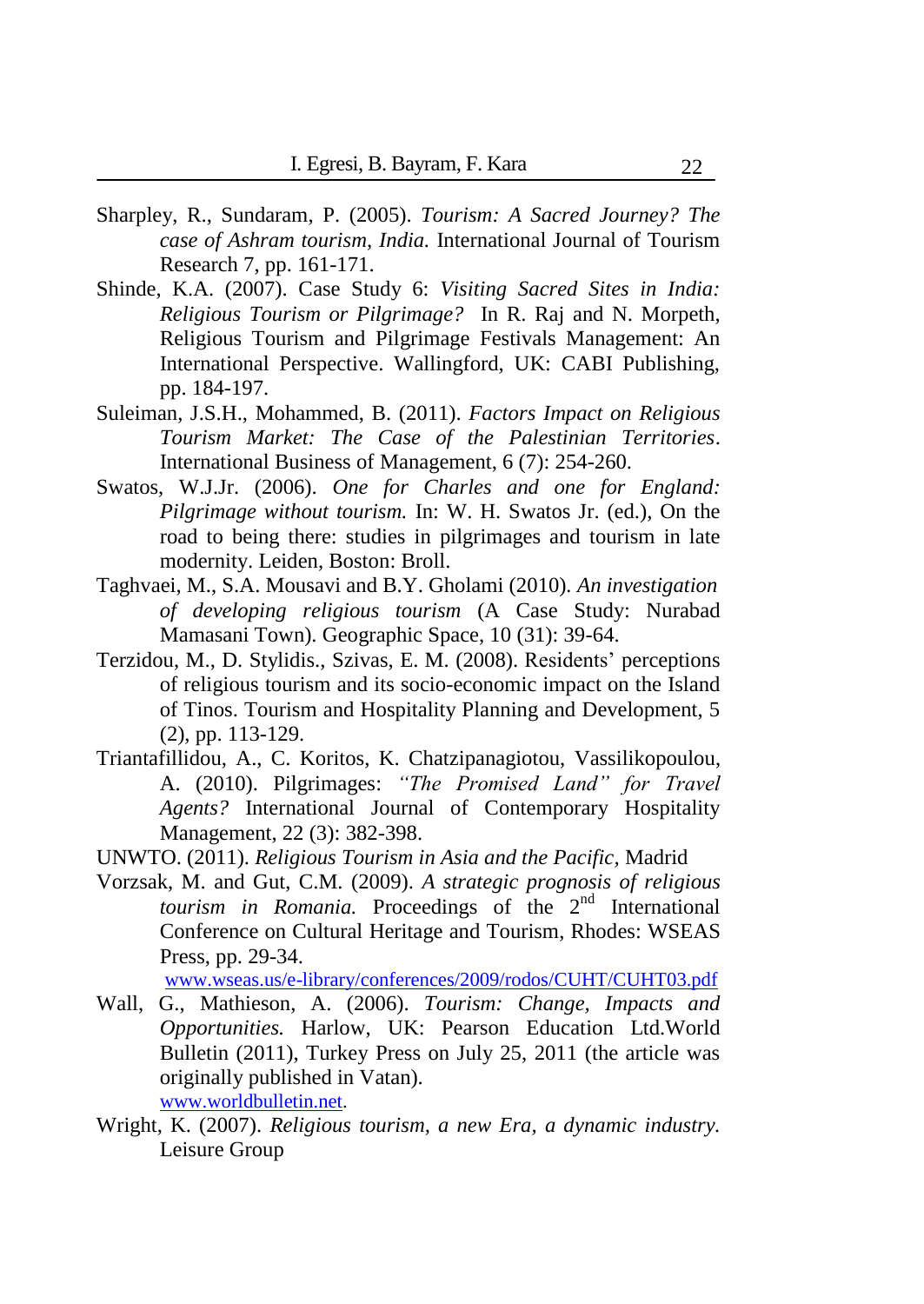Sharpley, R., Sundaram, P. (2005). *Tourism: A Sacred Journey? The case of Ashram tourism, India.* International Journal of Tourism Research 7, pp. 161-171.

Shinde, K.A. (2007). Case Study 6: *Visiting Sacred Sites in India: Religious Tourism or Pilgrimage?* In R. Raj and N. Morpeth, Religious Tourism and Pilgrimage Festivals Management: An International Perspective. Wallingford, UK: CABI Publishing, pp. 184-197.

Suleiman, J.S.H., Mohammed, B. (2011). *Factors Impact on Religious Tourism Market: The Case of the Palestinian Territories*. International Business of Management, 6 (7): 254-260.

Swatos, W.J.Jr. (2006). *One for Charles and one for England: Pilgrimage without tourism.* In: W. H. Swatos Jr. (ed.), On the road to being there: studies in pilgrimages and tourism in late modernity. Leiden, Boston: Broll.

Taghvaei, M., S.A. Mousavi and B.Y. Gholami (2010). *An investigation of developing religious tourism* (A Case Study: Nurabad Mamasani Town). Geographic Space, 10 (31): 39-64.

Terzidou, M., D. Stylidis., Szivas, E. M. (2008). Residents' perceptions of religious tourism and its socio-economic impact on the Island of Tinos. Tourism and Hospitality Planning and Development, 5 (2), pp. 113-129.

Triantafillidou, A., C. Koritos, K. Chatzipanagiotou, Vassilikopoulou, A. (2010). Pilgrimages: *"The Promised Land" for Travel Agents?* International Journal of Contemporary Hospitality Management, 22 (3): 382-398.

UNWTO. (2011). *Religious Tourism in Asia and the Pacific*, Madrid

Vorzsak, M. and Gut, C.M. (2009). *A strategic prognosis of religious tourism in Romania.* Proceedings of the 2nd International Conference on Cultural Heritage and Tourism, Rhodes: WSEAS Press, pp. 29-34. www.wseas.us/e-library/conferences/2009/rodos/CUHT/CUHT03.pdf

Wall, G., Mathieson, A. (2006). *Tourism: Change, Impacts and Opportunities.* Harlow, UK: Pearson Education Ltd.World Bulletin (2011), Turkey Press on July 25, 2011 (the article was originally published in Vatan). www.worldbulletin.net.

Wright, K. (2007). *Religious tourism, a new Era, a dynamic industry.* Leisure Group